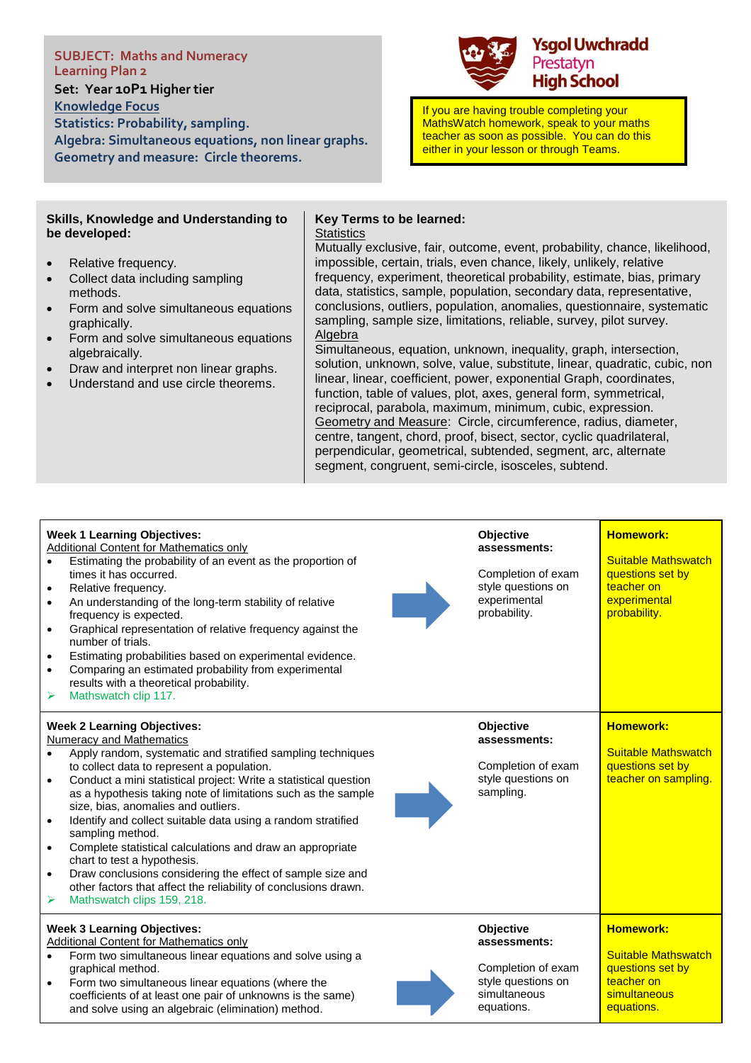**SUBJECT: Maths and Numeracy**
**Learning Plan 2**

**Set: Year 10P1 Higher tier**

**Knowledge Focus**

**Statistics: Probability, sampling.**
**Algebra: Simultaneous equations, non linear graphs.**
**Geometry and measure: Circle theorems.**

**Ysgol Uwchradd Prestatyn High School**

If you are having trouble completing your MathsWatch homework, speak to your maths teacher as soon as possible. You can do this either in your lesson or through Teams.

### Skills, Knowledge and Understanding to be developed:

- Relative frequency.
- Collect data including sampling methods.
- Form and solve simultaneous equations graphically.
- Form and solve simultaneous equations algebraically.
- Draw and interpret non linear graphs.
- Understand and use circle theorems.

### Key Terms to be learned:

Statistics
Mutually exclusive, fair, outcome, event, probability, chance, likelihood, impossible, certain, trials, even chance, likely, unlikely, relative frequency, experiment, theoretical probability, estimate, bias, primary data, statistics, sample, population, secondary data, representative, conclusions, outliers, population, anomalies, questionnaire, systematic sampling, sample size, limitations, reliable, survey, pilot survey.

Algebra
Simultaneous, equation, unknown, inequality, graph, intersection, solution, unknown, solve, value, substitute, linear, quadratic, cubic, non linear, linear, coefficient, power, exponential Graph, coordinates, function, table of values, plot, axes, general form, symmetrical, reciprocal, parabola, maximum, minimum, cubic, expression.

Geometry and Measure: Circle, circumference, radius, diameter, centre, tangent, chord, proof, bisect, sector, cyclic quadrilateral, perpendicular, geometrical, subtended, segment, arc, alternate segment, congruent, semi-circle, isosceles, subtend.

| Learning Objectives | Objective assessments | Homework |
|---|---|---|
| **Week 1 Learning Objectives:**<br>Additional Content for Mathematics only<br>• Estimating the probability of an event as the proportion of times it has occurred.<br>• Relative frequency.<br>• An understanding of the long-term stability of relative frequency is expected.<br>• Graphical representation of relative frequency against the number of trials.<br>• Estimating probabilities based on experimental evidence.<br>• Comparing an estimated probability from experimental results with a theoretical probability.<br>➢ Mathswatch clip 117. | **Objective assessments:**<br>Completion of exam style questions on experimental probability. | **Homework:**<br>Suitable Mathswatch questions set by teacher on experimental probability. |
| **Week 2 Learning Objectives:**<br>Numeracy and Mathematics<br>• Apply random, systematic and stratified sampling techniques to collect data to represent a population.<br>• Conduct a mini statistical project: Write a statistical question as a hypothesis taking note of limitations such as the sample size, bias, anomalies and outliers.<br>• Identify and collect suitable data using a random stratified sampling method.<br>• Complete statistical calculations and draw an appropriate chart to test a hypothesis.<br>• Draw conclusions considering the effect of sample size and other factors that affect the reliability of conclusions drawn.<br>➢ Mathswatch clips 159, 218. | **Objective assessments:**<br>Completion of exam style questions on sampling. | **Homework:**<br>Suitable Mathswatch questions set by teacher on sampling. |
| **Week 3 Learning Objectives:**<br>Additional Content for Mathematics only<br>• Form two simultaneous linear equations and solve using a graphical method.<br>• Form two simultaneous linear equations (where the coefficients of at least one pair of unknowns is the same) and solve using an algebraic (elimination) method. | **Objective assessments:**<br>Completion of exam style questions on simultaneous equations. | **Homework:**<br>Suitable Mathswatch questions set by teacher on simultaneous equations. |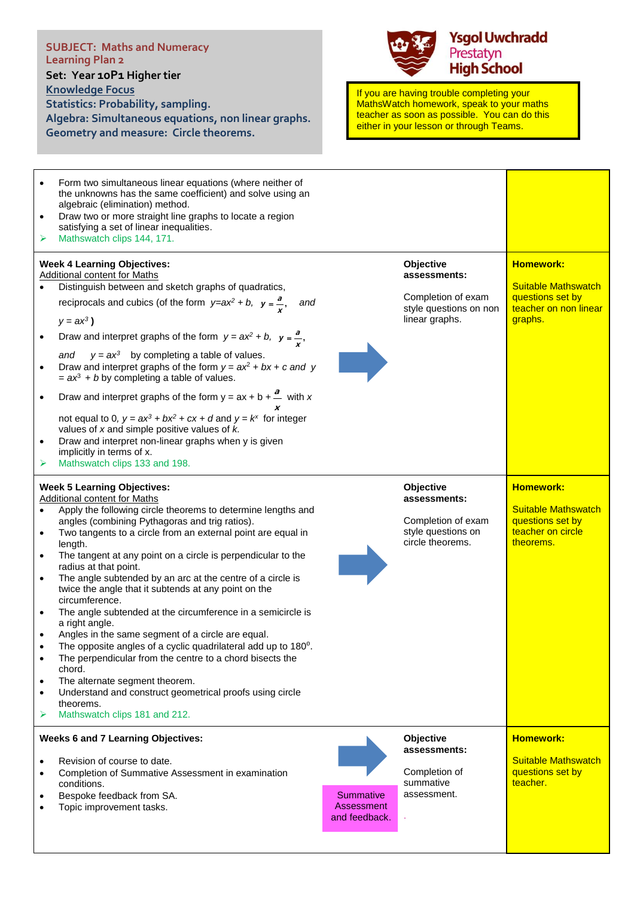**SUBJECT: Maths and Numeracy**
**Learning Plan 2**

**Set: Year 10P1 Higher tier**

**Knowledge Focus**

**Statistics: Probability, sampling.**
**Algebra: Simultaneous equations, non linear graphs.**
**Geometry and measure: Circle theorems.**

**Ysgol Uwchradd Prestatyn High School**

If you are having trouble completing your MathsWatch homework, speak to your maths teacher as soon as possible. You can do this either in your lesson or through Teams.

| | | | |
|---|---|---|---|
| • Form two simultaneous linear equations (where neither of the unknowns has the same coefficient) and solve using an algebraic (elimination) method.<br>• Draw two or more straight line graphs to locate a region satisfying a set of linear inequalities.<br>➢ Mathswatch clips 144, 171. | | | |
| **Week 4 Learning Objectives:**<br>Additional content for Maths<br>• Distinguish between and sketch graphs of quadratics, reciprocals and cubics (of the form $y=ax^2+b$, $y=\frac{a}{x}$, *and* $y=ax^3$ **)**<br>• Draw and interpret graphs of the form $y=ax^2+b$, $y=\frac{a}{x}$, *and* $y=ax^3$ by completing a table of values.<br>• Draw and interpret graphs of the form $y=ax^2+bx+c$ *and* $y=ax^3+b$ by completing a table of values.<br>• Draw and interpret graphs of the form $y = ax + b + \frac{a}{x}$ with $x$ not equal to 0, $y=ax^3+bx^2+cx+d$ and $y=k^x$ for integer values of $x$ and simple positive values of $k$.<br>• Draw and interpret non-linear graphs when y is given implicitly in terms of x.<br>➢ Mathswatch clips 133 and 198. | ➡ | **Objective assessments:**<br>Completion of exam style questions on non linear graphs. | **Homework:**<br>Suitable Mathswatch questions set by teacher on non linear graphs. |
| **Week 5 Learning Objectives:**<br>Additional content for Maths<br>• Apply the following circle theorems to determine lengths and angles (combining Pythagoras and trig ratios).<br>• Two tangents to a circle from an external point are equal in length.<br>• The tangent at any point on a circle is perpendicular to the radius at that point.<br>• The angle subtended by an arc at the centre of a circle is twice the angle that it subtends at any point on the circumference.<br>• The angle subtended at the circumference in a semicircle is a right angle.<br>• Angles in the same segment of a circle are equal.<br>• The opposite angles of a cyclic quadrilateral add up to 180$^{o}$.<br>• The perpendicular from the centre to a chord bisects the chord.<br>• The alternate segment theorem.<br>• Understand and construct geometrical proofs using circle theorems.<br>➢ Mathswatch clips 181 and 212. | ➡ | **Objective assessments:**<br>Completion of exam style questions on circle theorems. | **Homework:**<br>Suitable Mathswatch questions set by teacher on circle theorems. |
| **Weeks 6 and 7 Learning Objectives:**<br>• Revision of course to date.<br>• Completion of Summative Assessment in examination conditions.<br>• Bespoke feedback from SA.<br>• Topic improvement tasks. | ➡<br>Summative Assessment and feedback. | **Objective assessments:**<br>Completion of summative assessment. | **Homework:**<br>Suitable Mathswatch questions set by teacher. |